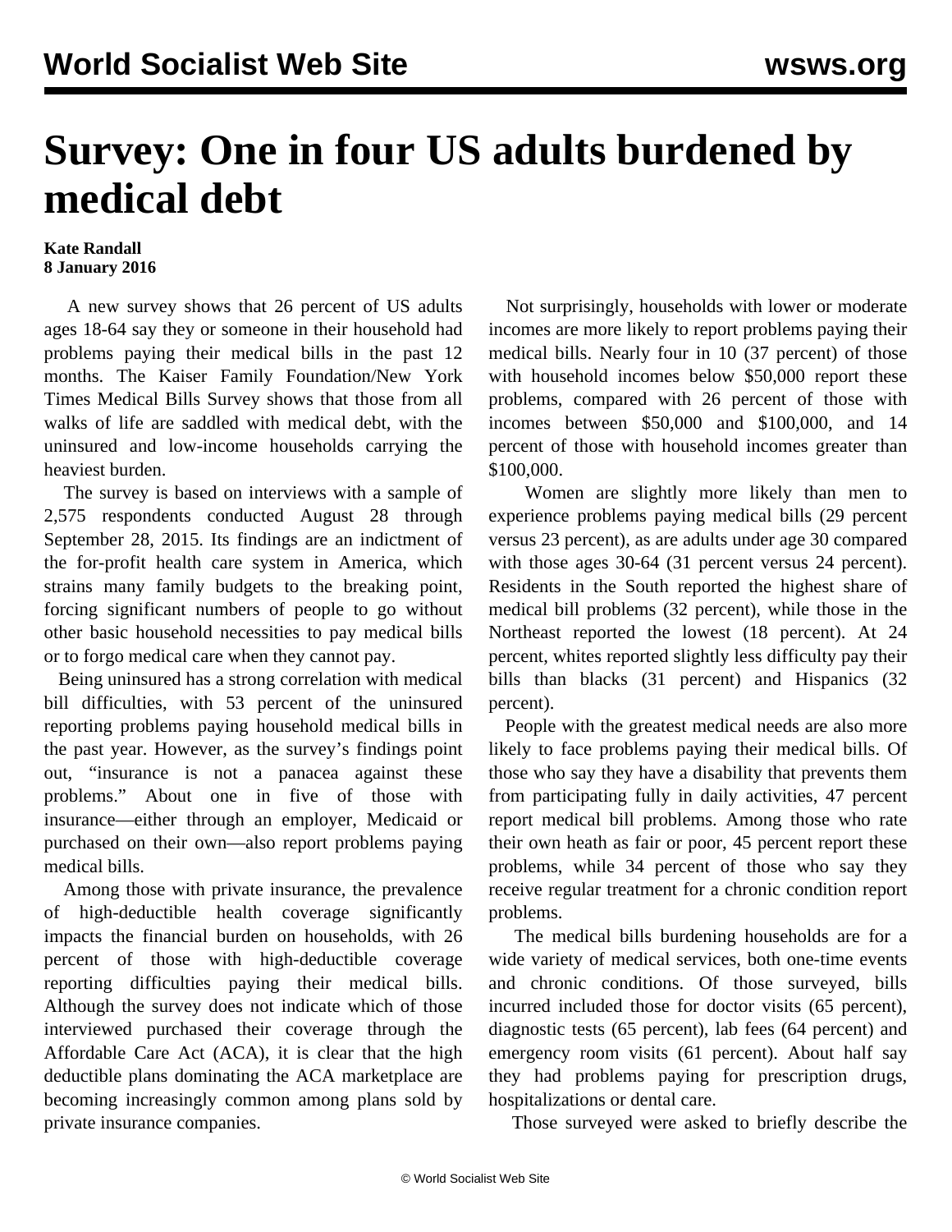# Survey: One in four US adults burdened by medical debt

**Kate Randall**
**8 January 2016**

A new survey shows that 26 percent of US adults ages 18-64 say they or someone in their household had problems paying their medical bills in the past 12 months. The Kaiser Family Foundation/New York Times Medical Bills Survey shows that those from all walks of life are saddled with medical debt, with the uninsured and low-income households carrying the heaviest burden.

The survey is based on interviews with a sample of 2,575 respondents conducted August 28 through September 28, 2015. Its findings are an indictment of the for-profit health care system in America, which strains many family budgets to the breaking point, forcing significant numbers of people to go without other basic household necessities to pay medical bills or to forgo medical care when they cannot pay.

Being uninsured has a strong correlation with medical bill difficulties, with 53 percent of the uninsured reporting problems paying household medical bills in the past year. However, as the survey's findings point out, "insurance is not a panacea against these problems." About one in five of those with insurance—either through an employer, Medicaid or purchased on their own—also report problems paying medical bills.

Among those with private insurance, the prevalence of high-deductible health coverage significantly impacts the financial burden on households, with 26 percent of those with high-deductible coverage reporting difficulties paying their medical bills. Although the survey does not indicate which of those interviewed purchased their coverage through the Affordable Care Act (ACA), it is clear that the high deductible plans dominating the ACA marketplace are becoming increasingly common among plans sold by private insurance companies.

Not surprisingly, households with lower or moderate incomes are more likely to report problems paying their medical bills. Nearly four in 10 (37 percent) of those with household incomes below $50,000 report these problems, compared with 26 percent of those with incomes between $50,000 and $100,000, and 14 percent of those with household incomes greater than $100,000.

Women are slightly more likely than men to experience problems paying medical bills (29 percent versus 23 percent), as are adults under age 30 compared with those ages 30-64 (31 percent versus 24 percent). Residents in the South reported the highest share of medical bill problems (32 percent), while those in the Northeast reported the lowest (18 percent). At 24 percent, whites reported slightly less difficulty pay their bills than blacks (31 percent) and Hispanics (32 percent).

People with the greatest medical needs are also more likely to face problems paying their medical bills. Of those who say they have a disability that prevents them from participating fully in daily activities, 47 percent report medical bill problems. Among those who rate their own heath as fair or poor, 45 percent report these problems, while 34 percent of those who say they receive regular treatment for a chronic condition report problems.

The medical bills burdening households are for a wide variety of medical services, both one-time events and chronic conditions. Of those surveyed, bills incurred included those for doctor visits (65 percent), diagnostic tests (65 percent), lab fees (64 percent) and emergency room visits (61 percent). About half say they had problems paying for prescription drugs, hospitalizations or dental care.

Those surveyed were asked to briefly describe the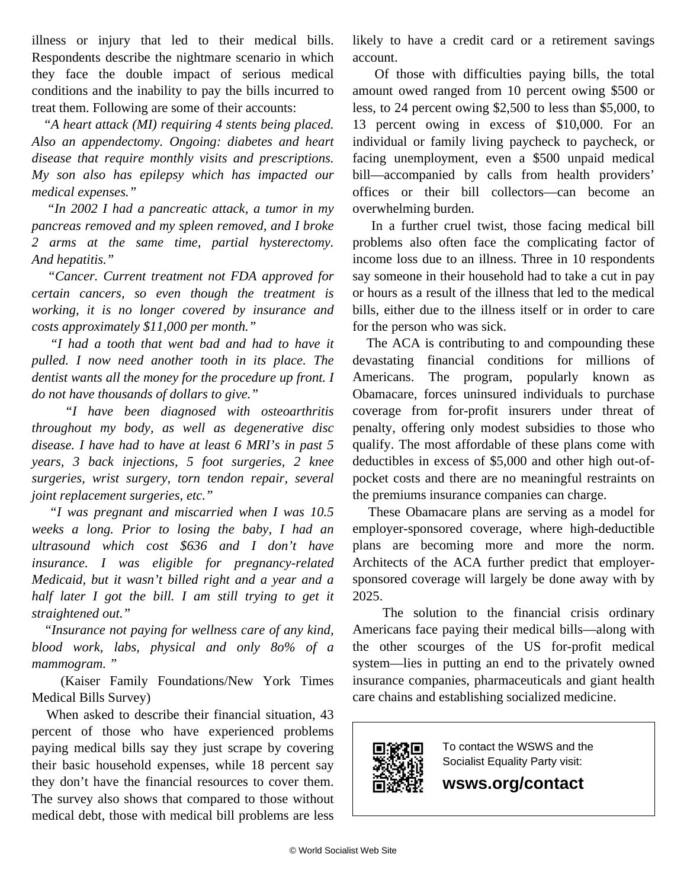illness or injury that led to their medical bills. Respondents describe the nightmare scenario in which they face the double impact of serious medical conditions and the inability to pay the bills incurred to treat them. Following are some of their accounts:

*"A heart attack (MI) requiring 4 stents being placed. Also an appendectomy. Ongoing: diabetes and heart disease that require monthly visits and prescriptions. My son also has epilepsy which has impacted our medical expenses."*

*"In 2002 I had a pancreatic attack, a tumor in my pancreas removed and my spleen removed, and I broke 2 arms at the same time, partial hysterectomy. And hepatitis."*

*"Cancer. Current treatment not FDA approved for certain cancers, so even though the treatment is working, it is no longer covered by insurance and costs approximately $11,000 per month."*

*"I had a tooth that went bad and had to have it pulled. I now need another tooth in its place. The dentist wants all the money for the procedure up front. I do not have thousands of dollars to give."*

*"I have been diagnosed with osteoarthritis throughout my body, as well as degenerative disc disease. I have had to have at least 6 MRI's in past 5 years, 3 back injections, 5 foot surgeries, 2 knee surgeries, wrist surgery, torn tendon repair, several joint replacement surgeries, etc."*

*"I was pregnant and miscarried when I was 10.5 weeks a long. Prior to losing the baby, I had an ultrasound which cost $636 and I don't have insurance. I was eligible for pregnancy-related Medicaid, but it wasn't billed right and a year and a half later I got the bill. I am still trying to get it straightened out."*

*"Insurance not paying for wellness care of any kind, blood work, labs, physical and only 8o% of a mammogram. "*

(Kaiser Family Foundations/New York Times Medical Bills Survey)

When asked to describe their financial situation, 43 percent of those who have experienced problems paying medical bills say they just scrape by covering their basic household expenses, while 18 percent say they don't have the financial resources to cover them. The survey also shows that compared to those without medical debt, those with medical bill problems are less likely to have a credit card or a retirement savings account.

Of those with difficulties paying bills, the total amount owed ranged from 10 percent owing $500 or less, to 24 percent owing $2,500 to less than $5,000, to 13 percent owing in excess of $10,000. For an individual or family living paycheck to paycheck, or facing unemployment, even a $500 unpaid medical bill—accompanied by calls from health providers' offices or their bill collectors—can become an overwhelming burden.

In a further cruel twist, those facing medical bill problems also often face the complicating factor of income loss due to an illness. Three in 10 respondents say someone in their household had to take a cut in pay or hours as a result of the illness that led to the medical bills, either due to the illness itself or in order to care for the person who was sick.

The ACA is contributing to and compounding these devastating financial conditions for millions of Americans. The program, popularly known as Obamacare, forces uninsured individuals to purchase coverage from for-profit insurers under threat of penalty, offering only modest subsidies to those who qualify. The most affordable of these plans come with deductibles in excess of $5,000 and other high out-of-pocket costs and there are no meaningful restraints on the premiums insurance companies can charge.

These Obamacare plans are serving as a model for employer-sponsored coverage, where high-deductible plans are becoming more and more the norm. Architects of the ACA further predict that employer-sponsored coverage will largely be done away with by 2025.

The solution to the financial crisis ordinary Americans face paying their medical bills—along with the other scourges of the US for-profit medical system—lies in putting an end to the privately owned insurance companies, pharmaceuticals and giant health care chains and establishing socialized medicine.

To contact the WSWS and the Socialist Equality Party visit:

**wsws.org/contact**